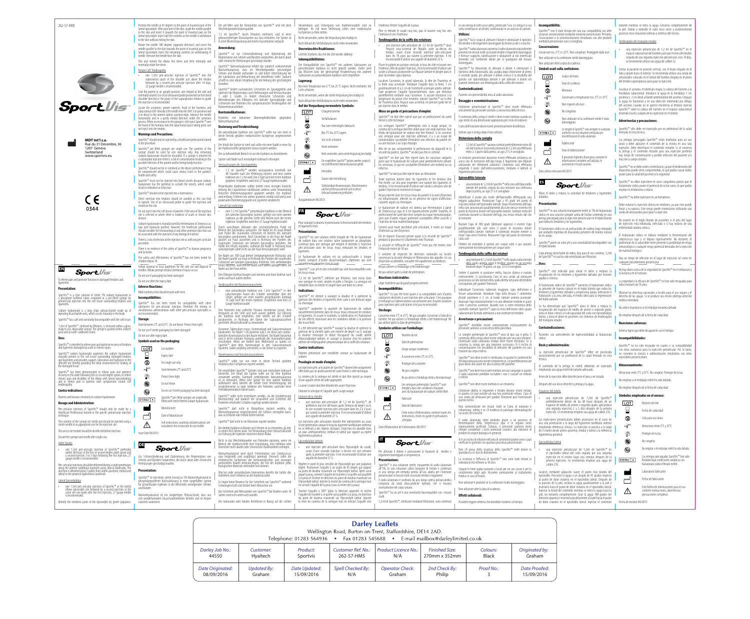262-57-HM5

# SportVis

MDT Int'l s.a.
Rue du 31 Décembre, 36
1207 Geneva
Switzerland
www.sportvis.eu

CE 0344

## EN — SportVis

To relieve pain and promote function in damaged tendons and ligaments.

**Presentation:**

SportVis™ is a clear solution of sterile 1% sodium hyaluronate in a phosphate buffered saline contained in a pre-filled syringe for periarticular injection into the soft tissue surrounding tendons and ligaments.

Sodium hyaluronate is a long chain polysaccharide made up of repeating disaccharide units, which occurs naturally in the body.

SportVis™ has a pH and osmolality biocompatible with the soft tissue.

1.2ml of SportVis™, sterilised by filtration, is enclosed within a glass, ready to use, disposable syringe. The syringe is packed within a blister pack and an outer cardboard carton.

**Uses:**

SportVis™ is intended to relieve pain and optimise recovery of tendons and ligaments damaged by acute or chronic injury.

SportVis™ sodium hyaluronate augments the sodium hyaluronate naturally present in the soft tissue surrounding damaged tendons and ligaments and provides support, lubrication and hydration to the affected site thereby providing the ideal environment for healing of the damaged tissue.

SportVis™ has been demonstrated to relieve pain and optimise recovery in the ankle following first or second degree sprains, to relieve chronic pain and disability of the elbow with lateral epicondylalgia and to relieve pain in patients with symptomatic rotator cuff tendinopathy.

**Contra-indications:**

Patients with known sensitivity to sodium hyaluronate.

**Dosage and Administration:**

Peri-articular injection of SportVis™ should only be made by a Healthcare Professional trained in the specific periarticular injection technique.

The contents of the syringe are sterile and should be injected using a sterile needle of an appropriate size for the injection site.

The area to be treated should be disinfected before injection.

Discard the syringe and needle after single use.

Ankle Sprains

- one 1.2ml peri-articular injection of SportVis™ preferably within 48 hours of the first or second degree ankle sprain and a second injection 2 to 3 days following the first injection, 27 gauge needle is recommended.

Peri-articular injections should be delivered during a single penetration along the anterior talofibular ligament using clinical landmarks. The injection is delivered along 3 planes from antero-posterior, medial and lateral to the proximal ligamentous landmark.

Lateral Epicondylalgia

- one 1.2ml peri-articular injection of SportVis™ at the lateral elbow epicondyle site followed by a second injection at the same site one week after the first injection, 27 gauge needle is recommended.

Identify the tenderest point of the epicondyle by gentle palpation. Position the needle at 45 degrees to the point of maximal pain of the lateral epicondyle. After puncture of the skin, angle the needle parallel to the skin and insert it towards the point of maximal pain on the lateral epicondyle. Inject half the contents as the needle is withdrawn to the skin without exiting the skin.

Rotate the needle 180 degrees (opposite direction) and insert the needle parallel to the skin towards the point of maximal pain on the lateral epicondyle. Inject the remaining contents on withdrawal of needle. Remove the needle from the skin.

Flex and extend the elbow five times and then internally and externally rotate five times.

Rotator Cuff Tendinopathy

- one 1.2ml peri-articular injection of SportVis™ into the subacromial space of the shoulder just above the tendon followed by a second peri-articular injection after 14 days, 22 gauge needle is recommended.

Seat the patient in an upright position, arm relaxed at the side and externally rotated. Use of an ultrasound probe positioned on the lateral shoulder directed in the plane of the supraspinatus tendon to guide the injection is recommended.

Locate the acromion, greater tubercle, head of the humerus and subacromial cleft. Introduce the needle into the cleft 1cm posterior and 2cm distal to the antero-lateral acromial edge. Advance the needle horizontally and in a gently medial direction under the acromion process. When no resistance to the plunger is felt inject SportVis™ over the head of the humerus into the subacromial space taking great care not inject into the tendon.

**Warnings and Precautions:**

SportVis™ should only be injected by a healthcare professional trained in the procedure.

SportVis™ pre-filled syringes are single use. The contents of the syringe should be used for one injection only. Any remaining sodium hyaluronate should be discarded. If a syringe is re-used for a subsequent injection there is a risk of contamination resulting in the possible infection of the patient and/or foreign body reaction.

SportVis™ should not be re-sterilised as the device performance may be compromised which could cause serious harm to the patient's health and safety.

SportVis™ must not be injected into blood vessels because sodium hyaluronate has the potential to occlude the vessels, which could result in embolism or infarction.

SportVis™ should not be injected into a haematoma.

Direct injection into tendons should be avoided as this can lead to rupture. Use of an ultrasound probe to guide the injection will minimise this risk.

Do not inject into the soft tissue of patients if the area of the injection site is infected or where there is evidence of acute or chronic skin disease.

Sodium hyaluronate is manufactured by fermentation of *Streptococcus equi* and rigorously purified. However, the healthcare professional should consider the immunological and other potential risks that can be associated with the injection of any biological material.

There is a risk of infection at the injection site as with any peri-articular procedure.

There is no evidence of the safety of SportVis™ in human pregnancy and lactation.

The safety and effectiveness of SportVis™ has not been tested for children below 18.

Follow national or local guidelines for the safe use and disposal of needles. Obtain prompt medical attention if injury occurs.

Do not use if packaging has been damaged.

Do not use after the expiry date.

**Adverse Reactions:**

Mild erythema that should resolve with time.

**Incompatibilities:**

SportVis™ has not been tested for compatibility with other substances for peri-articular injection. Therefore the mixing or simultaneous administration with other peri-articular injectables is not recommended.

**Storage:**

Store between 2ºC and 25ºC. Do not freeze. Protect from light.

Do not use if sterile packaging has been damaged.

Do not use after expiry date.

**Symbols used on the packaging:**

| Symbol | Meaning |
|---|---|
| LOT | Lot number |
| | Expiry date |
| | For single use only |
| | Store between 2ºC and 25ºC |
| | Protect from light |
| | Do not freeze |
| | Do not use if sterile packaging has been damaged |
| STERILE A | SportVis™ pre-filled syringes are aseptically filled with sterile filtered sodium hyaluronate |
| | Manufacturer |
| | Date of Manufacture |
| | Full instructions, warnings and precautions are included in this instruction for use leaflet |

Issue Date 04/2013

## DE — SportVis

Zur Schmerzlinderung und Optimierung der Regeneration von Sehnen und Bändern vorgesehen, die durch akute oder chronische Verletzungen geschädigt wurden.

**Präsentation:**

SportVis™ ist eine klare, sterile Lösung zu 1% Natriumhyaluronat in einer phosphatgepufferten Kochsalzlösung in einer vorgefüllten Spritze für periartikuläre Injektion in die Weichteile umliegenden Sehnen und Bänder.

Natriumhyaluronat ist ein langkettiges Polysaccharid, das aus sich wiederholenden Disaccharideinheiten besteht und im Körper natürlich vorkommt.

Der pH-Wert und die Osmolalität von SportVis™ sind mit dem Weichteilgewebe biokompatibel.

1,2 ml SportVis™, durch Filtration sterilisiert, sind in einer gebrauchsfertigen Einmalspritze aus Glas enthalten. Die Spritze ist in einer Blisterverpackung und einem Aussenkarton verpackt.

**Anwendung:**

SportVis™ ist zur Schmerzlinderung und Optimierung der Regeneration von Sehnen und Bändern vorgesehen, die durch akute oder chronische Verletzungen geschädigt wurden.

SportVis™ Natriumhyaluronat erhöht das natürlich vorkommende Natriumhyaluronat, das im Weichteilgewebe geschädigter Sehnen und Bänder vorhanden ist und bietet Unterstützung bei der Lubrikation und Befeuchtung der betroffenen Stelle. Dadurch schafft es eine ideale Umgebung für die Heilung des geschädigten Gewebes.

SportVis™ lindert nachweislich Schmerzen im Sprunggelenk und optimiert die Regeneration nach Verletzungen und Verstauchungen 1. oder 2. Grades. Es lindert chronische Schmerzen und Behinderungen des Ellbogens mit lateraler Epicondylalgie und Schmerzen von Patienten mit symptomatischer Tendinopathie der Rotatorenmanschetten.

**Kontraindikationen:**

Patienten mit bekannter Überempfindlichkeit gegenüber Natriumhyaluronat.

**Dosierung und Verabreichung:**

Die periartikuläre Injektion von SportVis™ sollte nur von einer in dieser Technik geübten medizinischen Fachperson vorgenommen werden.

Der Inhalt der Spritze ist steril und sollte mit einer Nadel in einer für die Injektionsstelle geeigneten Grösse injiziert werden.

Der zu behandelnde Bereich ist vor der Injektion zu desinfizieren.

Spritze und Nadel nach einmaligem Gebrauch entsorgen.

Verstauchungen des Sprunggelenks

- 1,2 ml SportVis™ werden vorzugsweise innerhalb von 48 Stunden nach der Verletzung injiziert und eine zweite Injektion von 1,2 ml wird 2 bis 3 Tage nach der ersten Injektion gegeben. Empfohlen wird eine 27 Gauge Injektionsnadel.

Periartikuläre Injektionen sollten mittels eines einzigen Einstichs entlang des Ligamentum talofibulare anterius unter Verwendung klinischer Orientierungspunkte gegeben werden. Die Injektion wird entlang 3 Ebenen von antero-posterior, medial und lateral zum proximalen Orientierungspunkt am Ligament verabreicht.

Laterale Epicondylalgie

- eine 1,2 ml SportVis™ periartikuläre Injektion in den Bereich des lateralen Epicondylus am Ellbogen, der eine zweite Injektion an der gleichen Stelle eine Woche nach der ersten Injektion folgt. Empfohlen wird eine 27 Gauge Injektionsnadel.

Durch vorsichtiges Abtasten den schmerzhaftesten Punkt im Bereich des Epicondylus aufsuchen. Die Nadel im 45-Grad-Winkel zum Punkt des maximalen Schmerzes im Bereich des lateralen Epicondylus positionieren. Nach Durchstechen der Haut die Nadel parallel zur Haut ausrichten und in Richtung des Punktes des maximalen Schmerzes am lateralen Epicondylus einführen. Die Hälfte des Inhalts injizieren, während die Nadel in Richtung Haut zurückgezogen (aber nicht aus der Haut herausgezogen) wird.

Die Nadel um 180 Grad drehen (entgegengesetzte Richtung) und die Nadel parallel zur Haut in Richtung des Punktes des maximalen Schmerzes am lateralen Epicondylus einführen. Den verbleibenden Inhalt injizieren, während die Nadel zurückgezogen wird. Die Nadel aus der Haut ziehen.

Den Ellbogen fünfmal beugen und strecken und dann fünfmal nach innen und nach außen drehen.

Tendinopathie der Rotatorenmanschette

- eine periartikuläre Injektion von 1,2ml SportVis™ in den subacromialen Raum der Schulter unmittelbar über der Sehne, gefolgt von einer zweiten periartikulären Injektion 14 Tage nach der ersten Injektion. Empfohlen wird eine 22 Gauge Injektionsnadel.

Den Patienten eine aufrechte Position einnehmen lassen, Arm entspannt an der Seite und nach außen rotiert. Zur Führung der Injektion wird empfohlen, eine seitlich auf der Schulter positionierte, in der Ebene der Supraspinatus-Sehne gerichtete Ultraschallsonde zu verwenden.

Acromion, Tuberculum majus, Humeruskopf und subacromialen Spalt lokalisieren. Die Nadel 1 cm dorsal und 2 cm distal zum antero-lateralen Acromialrand in den Spalt einführen. Die Nadel horizontal und in leicht medialer Richtung unterhalb des Acromialfortsatzes vorschieben. Wenn am Kolben kein Widerstand zu spüren ist, SportVis™ über dem Humeruskopf in den Subacromialraum injizieren. Dabei sorgfältig vermeiden, in die Sehne zu injizieren.

**Warnhinweise und Vorsichtsmassnahmen:**

SportVis™ sollte nur von einer in dieser Technik geübten medizinischen Fachperson injiziert werden.

Die vorgefüllten SportVis™ Spritzen sind zum einmaligen Gebrauch bestimmt. Der Inhalt der Spritze sollte nur für eine Injektion verwendet werden. Eventuell verbleibendes Natriumhyaluronat ist zu entsorgen. Wenn eine Spritze für eine spätere Injektion wiederverwendet wird, besteht die Gefahr einer Verunreinigung, die möglicherweise zu einer Infektion des Patienten und/oder einer Fremdkörperreaktion führen kann.

SportVis™ sollte nicht resterilisiert werden, da die Gerätefunktion beeinträchtigt und dadurch der Gesundheit und Sicherheit des Patienten ernsthafter Schaden zugefügt werden könnte.

SportVis™ darf nicht in Blutgefässe injiziert werden, da Natriumhyaluronat möglicherweise die Gefässe verstopfen kann, was zu Embolie oder Infarkt führen könnte.

SportVis™ darf nicht in ein Hämatom injiziert werden.

Die direkte Injektion in Bänder und Sehnen ist zu vermeiden, da dies zu einem Riss führen kann. Die Verwendung einer Ultraschallsonde zur Führung der Injektion minimiert dieses Risiko.

Nicht in das Weichteilgewebe von Patienten injizieren, wenn im Bereich der Injektionsstelle eine Entzündung, eine Infektion oder Anzeichen einer akuten oder chronischen Hautkrankheit vorliegen.

Natriumhyaluronat wird durch Fermentation von *Streptococcus equi* hergestellt und sorgfältig gereinigt. Dennoch sollte die medizinische Fachperson die immunologischen und sonstigen potenziellen Risiken berücksichtigen, die mit der Injektion jedes biologischen Materials verbunden sein können.

Wie bei jeder periartikulären Intervention besteht die Gefahr des Auftretens einer Infektion an der Injektionsstelle.

Es liegen keine Beweise für die Sicherheit von SportVis™ während Schwangerschaft und Stillzeit beim Menschen vor.

Die Sicherheit und Wirksamkeit von SportVis™ bei Kindern unter 18 Jahren sind nicht untersucht worden.

Die nationalen oder lokalen Richtlinien in Bezug auf die sichere Verwendung und Entsorgung von Injektionsnadeln sind zu befolgen. Im Fall einer Verletzung sofort eine medizinische Fachperson zu Rate ziehen.

Nicht verwenden, wenn die Verpackung beschädigt ist.

Nach Ablauf des Verfallsdatums nicht mehr verwenden.

**Unerwünschte Reaktionen:**

Leichtes Erythem, das mit der Zeit wieder abklingt.

**Inkompatibilitäten:**

Die Kompatibilität von SportVis™ mit anderen Substanzen zur periartikulären Injektion wurde nicht getestet. Daher wird das Mischen bzw. die gleichzeitige Verabreichung mit anderen Substanzen zur periartikulären Injektion nicht empfohlen.

**Lagerung:**

Bei einer Temperatur von 2 ºC bis 25 ºC lagern. Nicht einfrieren. Vor Licht schützen.

Nicht verwenden, wenn die sterile Verpackung beschädigt ist.

Nach Ablauf des Verfallsdatums nicht mehr verwenden.

**Auf der Verpackung verwendete Symbole:**

| Symbol | Bedeutung |
|---|---|
| LOT | Chargennummer |
| | Verfallsdatum |
| | Nur zum einmaligen Gebrauch |
| | Bei 2ºC bis 25ºC lagern |
| | Vor Licht schützen |
| | Nicht einfrieren |
| | Nicht verwenden, wenn die sterile Verpackung beschädigt ist |
| STERILE A | Die vorgefüllten SportVis™ Spritzen werden aseptisch mit steril filtriertem Natriumhyaluronat gefüllt |
| | Hersteller |
| | Datum der Herstellung |
| | Vollständige Anweisungen, Warnhinweise und Vorsichtsmassnahmen sind in dieser Gebrauchsanweisung enthalten |

Ausgabedatum 04/2013

## FR — SportVis

Pour soulager la douleur et promouvoir la fonctionnalité des tendons et ligaments lésés.

**Présentation:**

SportVis™ est une solution stérile limpide de 1% de hyaluronate de sodium dans une solution saline tamponnée au phosphate, contenue dans une seringue pré-remplie et destinée à l'injection péri-articulaire dans les tissus mous entourant les tendons et ligaments.

Le hyaluronate de sodium est un polysaccharide à longue chaîne composé d'unités disaccharidiques répétitives qui sont naturellement présentes dans le corps.

SportVis™ a un pH et une osmolalité qui sont biocompatibles avec les tissus mous.

1,2 ml de SportVis™, stérilisés par filtration, sont inclus dans une seringue en verre, jetable et prête à l'emploi. La seringue est emballée dans un blister et rangée dans une boîte en carton.

**Indications:**

SportVis™ est destiné à soulager la douleur et à optimiser la guérison des tendons et ligaments lésés suite à une blessure aiguë ou chronique.

SportVis™ augmente la quantité de hyaluronate de sodium naturellement présent dans les tissus mous entourant les tendons et ligaments, et assure le maintien, la lubrification et l'hydratation du site affecté, fournissant ainsi les conditions idéales à la guérison des tissus lésés.

Il a été démontré que SportVis™ soulage la douleur et optimise la guérison de la cheville après une entorse de degré I ou II, soulage la douleur chronique et réduit l'incapacité du coude atteint d'épicondylalgie latérale, et soulage la douleur chez les patients atteints de tendinopathie symptomatique de la coiffe des rotateurs.

**Contre-indications:**

Patients présentant une sensibilité connue au hyaluronate de sodium.

**Posologie et mode d'emploi:**

Les injections péri-articulaires de SportVis™ doivent être uniquement effectuées par un professionnel de santé formé à cette technique.

Le contenu de la seringue est stérile et doit être injecté au moyen d'une aiguille stérile de taille appropriée.

La zone à traiter doit être désinfectée avant l'injection.

Éliminer la seringue et l'aiguille après usage unique.

Entorses de la cheville

- une injection péri-articulaire de 1,2 ml de SportVis™, de préférence dans les 48 heures après l'entorse de degré I ou II, et une seconde injection péri-articulaire dans les 2 à 3 jours qui suivent la première injection. Il est recommandé d'utiliser une aiguille de diamètre 27 G.

Les injections péri-articulaires doivent être administrées au cours d'une pénétration unique le long du ligament talofibulaire antérieur en se référant à des repères cliniques. L'injection est administrée dans un plan antéropostérieur, médial et latéral par rapport au repère ligamenteux proximal.

Épicondylalgie latérale

- une injection péri-articulaire dans l'épicondyle du coude, suivie d'une seconde injection si besoin est une semaine après la première injection. Il est recommandé d'utiliser une aiguille de diamètre 27 G.

Repérer le point le plus sensible de l'épicondyle par une palpation légère. Positionner l'aiguille à un angle de 45 degrés par rapport au point de douleur maximale sur l'épicondyle latéral. Après avoir piqué la peau, orienter l'aiguille de manière à la positionner parallèlement à la peau et l'insérer en direction du point de douleur maximale sur l'épicondyle latéral. Injecter la moitié du contenu de la seringue tout en retirant l'aiguille de la peau (sans la retirer de la peau).

Tourner l'aiguille à 180° (dans la direction opposée) et insérer l'aiguille de manière à ce qu'elle soit parallèle à la peau, en direction du point de douleur maximale sur l'épicondyle latéral. Injecter le reste du contenu de la seringue tout en retirant l'aiguille vers l'extérieur. Retirer l'aiguille de la peau.

Plier et étendre le coude cinq fois, puis le tourner cinq fois vers l'intérieur et vers l'extérieur.

**Tendinopathie de la coiffe des rotateurs**

- une injection péri-articulaire de 1,2 ml de SportVis™ dans l'espace sous-acromial de l'épaule, juste au-dessus du tendon, suivie d'une seconde injection péri-articulaire dans les 14 jours qui suivent la première injection. Il est recommandé d'utiliser une aiguille de diamètre 22 G.

Placer le patient en position verticale, le bras de côté et tourné vers l'extérieur. Afin de guider l'injection, il est recommandé d'utiliser une sonde à ultrasons positionnée sur l'épaule latérale et dirigée dans le plan du tendon supra-épineux.

Localiser l'acromion, le grand tubercule, la tête de l'humérus et la fente sous-acromiale. Introduire l'aiguille dans la fente, 1 cm postérieurement et à 2 cm distalement du bord acromial antéro-latéral. Faire progresser l'aiguille horizontalement, dans une direction partiellement médiale sous l'acromion. Si aucune résistance à la progression du piston n'est ressentie, injecter SportVis™ sur la tête de l'humérus dans l'espace sous-acromial, en prenant garde de ne pas injecter dans le tendon.

**Mises en garde et précautions d'emploi:**

SportVis™ ne doit être injecté que par un professionnel de santé formé à cette technique.

Les seringues SportVis™ préremplies sont à usage unique. Le contenu de la seringue doit être utilisé pour une seule injection. Tout résidu de hyaluronate de sodium doit être éliminé. Si on conserve une seringue pour une injection ultérieure, il y a un risque de contamination susceptible d'entraîner une infection du patient et/ou une réaction à corps étranger.

Afin de ne pas compromettre la performance du dispositif et la sécurité du patient, SportVis™ ne doit pas être re-stérilisé.

SportVis™ ne doit pas être injecté dans les vaisseaux sanguins parce que le hyaluronate de sodium peut potentiellement obturer les vaisseaux, ce qui est susceptible d'entraîner une embolie ou un infarctus.

SportVis™ ne doit pas être injecté dans un hématome.

Toute injection directe dans les ligaments et les tendons doit être évitée, car cela peut engendrer une rupture des ligaments et tendons. Il est recommandé d'utiliser une sonde à ultrasons afin de guider l'injection et minimiser le risque.

Ne pas injecter dans les tissus mous du patient si la zone d'injection est inflammatoire, infectée ou en présence de signes d'affections cutanées aiguës ou chroniques.

Le hyaluronate de sodium est obtenu par fermentation à partir de *Streptococcus equi* et il est rigoureusement purifié. Toutefois, le professionnel de santé doit tenir compte des risques immunologiques, ainsi que d'autres risques potentiels susceptibles d'être associés à l'injection de tout matériel biologique.

Comme pour toute procédure péri-articulaire, il existe un risque d'infection au site d'injection.

On ne dispose d'aucune preuve quant à la sécurité de SportVis™ pendant la grossesse et l'allaitement chez l'humain.

La sécurité et l'efficacité de SportVis™ n'ont pas été testées chez l'enfant de moins de 18 ans.

Il convient de respecter les directives nationales ou locales concernant la sécurité d'emploi et l'élimination des aiguilles. En cas d'injection accidentelle, consulter très rapidement un médecin.

Ne pas utiliser si l'emballage a été endommagé.

Ne pas utiliser après la date de péremption.

**Réactions indésirables:**

Léger érythème qui disparaît progressivement.

**Incompatibilités:**

SportVis™ n'a pas été testé quant à sa compatibilité avec d'autres substances destinées à une injection péri-articulaire. C'est pourquoi le mélange ou l'administration concomitante avec d'autres solutions pour injection péri-articulaire n'est pas recommandé.

**Stockage:**

Conserver entre 2ºC et 25ºC. Ne pas congeler. Conserver à l'abri de la lumière. Ne pas utiliser si l'emballage stérile a été endommagé. Ne pas utiliser après la date de péremption.

**Symboles utilisés sur l'emballage:**

| Symbole | Signification |
|---|---|
| LOT | Numéro du lot |
| | Date de péremption |
| | Usage unique seulement |
| | A conserver entre 2ºC et 25ºC |
| | Protéger de la lumière |
| | Ne pas congeler |
| | Ne pas utiliser si l'emballage stérile a été endommagé |
| STERILE A | Les seringues préremplies SportVis™ sont remplies dans des conditions d'asepsie avec du hyaluronate de sodium stérile filtré |
| | Fabricant |
| | Date de fabrication |
| | Cette notice d'informations contient toutes les instructions, mises en garde et précautions d'emploi |

Date d'élaboration de l'information 04/2013

## IT — SportVis

Per alleviare il dolore e promuovere la funzione di tendini e legamenti danneggiati o compromessi.

**Presentazione:**

SportVis™ è una soluzione sterile, trasparente di sodio ialuronato all'1% in una soluzione salina tampone di fosfato e contenuta in una siringa pre-riempita pronta all'uso adatta per l'iniezione periarticolare in tessuti molli intorno a tendini e legamenti.

Il sodio ialuronato è costituito da una lunga catena polisaccaridica composta da unità disaccaridiche ripetute, che si trovano naturalmente nel corpo umano.

SportVis™ ha un pH e una osmolalità biocompatibili con i tessuti molli.

1,2 ml di SportVis™, sterilizzati mediante filtrazione, sono contenuti in una siringa di vetro usa e getta, pronta per l'uso. La siringa è a sua volta contenuta in un blister, confezionato in un astuccio di cartone.

**Utilizzo:**

SportVis™ ha lo scopo di alleviare il dolore e ottimizzare il ripristino dei tendini e dei legamenti danneggiati da lesioni acute o croniche.

SportVis™ sodio ialuronato aumenta il sodio ialuronato naturalmente presente nei tessuti molli circostanti tendini e legamenti danneggiati e fornisce supporto, lubrificazione e idratazione al sito interessato fornendo così l'ambiente ideale per la guarigione del tessuto danneggiato.

SportVis™ ha dimostrato di alleviare il dolore e ottimizzare il ripristino della funzionalità alla caviglia dopo distorsione di primo o secondo grado, per alleviare il dolore cronico e la disabilità del gomito con epicondilalgia laterale e per alleviare il dolore nei pazienti sintomatici con tendinopatia della cuffia dei rotatori.

**Controindicazioni:**

Pazienti con ipersensibilità nota al sodio ialuronato.

**Dosaggio e somministrazione:**

L'iniezione periarticolare di SportVis™ deve essere effettuata unicamente da personale sanitario a conoscenza della tecnica.

Il contenuto della siringa è sterile e deve essere iniettato usando un ago sterile di una dimensione appropriata per il sito di iniezione.

L'area dell'iniezione dovrà essere preventivamente disinfettata.

Gettare siringa e ago dopo l'uso.

**Distorsione della caviglia**

- 1,2 ml di SportVis™ saranno iniettati preferibilmente entro 48 ore dal trauma e la seconda iniezione da 1,2 ml sarà effettuata entro 2-3 giorni dalla prima; un ago 27 G è consigliato.

Le iniezioni periarticolari dovranno essere effettuate attraverso un unico sito di iniezione dell'ago lungo il legamento talo-fibulare anteriore usando dei punti di repere clinici. L'iniezione sarà effettuata seguendo 3 piani: dall'antero-posteriore, mediale e laterale al legamento prossimale.

**Epicondilite laterale**

- una iniezione di 1,2 ml di SportVis™ nella zona dell'epicondilo laterale del gomito, seguita da una iniezione una settimana dopo la prima; un ago 27 G è consigliato.

Identificare il punto più molle dell'epicondilo effettuando una leggera palpazione. Posizionare l'ago a 45 gradi nel punto di massimo dolore nell'epicondilo laterale. Dopo l'inserimento dell'ago nella cute, posizionarlo parallelamente alla cute stessa e inserirlo nel punto di massimo dolore nell'epicondilo laterale. Iniettare metà del contenuto durante la ritrazione dell'ago, ma senza estrarlo dal sito di iniezione.

Ruotare l'ago di 180 gradi (direzione opposta) e inserire l'ago parallelamente alla cute verso il punto di massimo dolore nell'epicondilo laterale. Iniettare il contenuto restante mentre si ritrae l'ago verso l'esterno. Rimuovere l'ago dal punto di iniezione sulla cute.

Flettere ed estendere il gomito per cinque volte e poi ruotarlo internamente ed esternamente per cinque volte.

**Tendinopatia della cuffia dei rotatori**

- una iniezione di 1,2 ml di SportVis™ nello spazio subacromiale della spalla appena sopra il tendine, seguita da una seconda iniezione dopo 14 giorni; un ago 22 G è consigliato.

Sedere il paziente in posizione eretta, braccio disteso e ruotato esternamente. Si raccomanda l'uso di una sonda ad ultrasuoni posizionata sul lato laterale della spalla diretta nel piano del tendine sovraspinato, per guidare l'iniezione.

Individuare l'acromion, tubercolo maggiore, capo dell'omero e fessura subacromiale. Introdurre l'ago nella fessura 1 centimetro posteriore e 2 cm al bordo laterale antero-acromiale. Avanzare l'ago orizzontalmente e in una direzione mediale in parte sotto il processo acromion. Quando non si sente resistenza dello stantuffo iniettare SportVis™ sopra la testa dell'omero nello spazio subacromiale facendo attenzione a non iniettare nel tendine.

**Avvertenze e precauzioni:**

SportVis™ dovrebbe essere somministrato esclusivamente da personale sanitario a conoscenza della tecnica.

Le siringhe preriempite di SportVis™ sono di tipo usa e getta. Il contenuto della siringa deve essere utilizzato per una sola iniezione. Eventuale sodio ialuronato residuo deve essere eliminato. Se si conserva la siringa per una iniezione successiva c'è il rischio di contaminazione con possibilità di infezione del paziente e/o una reazione da corpo estraneo.

SportVis™ non deve essere ri-sterilizzato, in quanto le caratteristiche del dispositivo possono essere compromesse, col possibile provocare gravi danni alla salute ed alla sicurezza del paziente.

SportVis™ non deve essere iniettato nei vasi sanguigni in quanto il sodio ialuronato potrebbe occludere i vasi e causare un embolo o infarto.

SportVis™ non deve essere iniettato in un ematoma.

L'iniezione diretta in legamenti e tendini devono essere evitate, in quanto ciò può portare ad una loro potenziale rottura. L'uso di una sonda ad ultrasuoni per guidare l'iniezione può minimizzare questo rischio.

Non somministrare nei tessuti molli se l'area di iniezione è infiammata, infetta o se c'è evidenza di patologie dermatologiche sia acute che croniche.

Il sodio ialuronato viene prodotto grazie a un processo di fermentazione dello *Streptococcus equi* e in seguito viene rigorosamente purificato. Tuttavia, il personale sanitario dovrà sempre considerare i rischi potenziali connessi alla iniezione di prodotti di origine biologica in generale.

Vi è un rischio di infezioni nell'area di somministrazione come si può verificare in generale con qualsiasi procedura periarticolare.

Non c'è prova della sicurezza dello SportVis™ nelle donne in gravidanza o in fase di allattamento.

La sicurezza e l'efficacia di SportVis™ non sono state testate in individui di età inferiore ai 18 anni.

Seguire le linee guida nazionali o locali per un uso sicuro e per lo smaltimento degli aghi. Ricorrere prontamente al trattamento medico in caso di lesioni.

Non utilizzare il prodotto se la confezione risulta danneggiata.

Non utilizzare oltre la data di scadenza.

**Effetti collaterali:**

Possibile leggero eritema che dovrebbe risolversi col tempo.

**Incompatibilità:**

SportVis™ non è stato testato per una sua compatibilità con altre sostanze somministrate mediante iniezione periarticolare. Pertanto, l'associazione o la somministrazione simultanea con altri prodotti iniettabili periarticolari non è consigliata.

**Conservazione:**

Conservare tra i 2ºC e i 25ºC. Non congelare. Proteggere dalla luce.

Non utilizzare se la confezione sterile danneggiata.

Non utilizzare oltre la data di scadenza.

**Simboli usati sulla confezione:**

| Simbolo | Significato |
|---|---|
| LOT | Codice del lotto |
| | Data di scadenza |
| | Monouso |
| | Conservare a temperature tra i 2ºC e i 25ºC |
| | Non esporre alla luce |
| | Non congelare |
| | Non utilizzare se la confezione sterile è stata danneggiata |
| STERILE A | Le siringhe di SportVis™ sono sempre in condizioni asettiche con una soluzione sterilizzata per microfiltrazione di sodio ialuronato |
| | Fabbricante |
| | Data di fabbricazione |
| | Il presente foglietto illustrativo contiene le informazioni complete sull'utilizzo, le avvertenze e le precauzioni |

Data ultima revisione 04/2013

## ES — SportVis

Alivia el dolor y mejora la actividad de tendones y ligamentos dañados.

**Presentación:**

SportVis™ es una solución transparente estéril al 1% de hialuronato sódico en una solución tampón salina de fosfato contenida en una jeringa precargada para la inyección periarticular en el tejido blando que rodea los tendones y los ligamentos.

El hialuronato sódico es un polisacárido de cadena larga integrado por unidades repetidas de disacáridos presentes de manera natural en el cuerpo.

SportVis™ posee un valor pH y una osmolalidad biocompatible con el tejido blando.

Cada jeringa desechable de vidrio, lista para el uso contiene, 1,2ml de SportVis™ el cual ha sido esterilizado por filtración.

**Usos:**

SportVis™ está indicado para aliviar el dolor y mejorar la recuperación de los tendones y ligamentos dañados por lesiones agudas o crónicas.

El hialuronato sódico de SportVis™ aumenta el hialuronato sódico ya presente de manera natural en el tejido blando que rodea los tendones y ligamentos dañados y proporciona apoyo, lubricación e hidratación a la zona afectada, el medio ideal para la regeneración del tejido dañado.

Se ha demostrado que SportVis™ alivia el dolor y mejora la recuperación del esguince de tobillo de primer o segundo grado, alivia el dolor crónico y la incapacidad del codo con epicondilalgia lateral, y alivia el dolor en pacientes con síntomas de tendinopatía del manguito rotador.

**Contraindicaciones:**

Pacientes con antecedentes de hipersensibilidad al hialuronato sódico.

**Dosis y administración:**

La inyección periarticular de SportVis™ debe ser practicada exclusivamente por un profesional de la salud formado en esta técnica.

El contenido de la jeringa es estéril, debiendo ser inyectado empleando una aguja estéril de tamaño adecuado.

Antes de la inyección debe desinfectarse el área a ser tratada.

Después del uso único deseche la jeringa y la aguja.

Esguinces del tobillo

- una inyección periarticular de 1,2ml de SportVis™ preferiblemente dentro de las 48 horas después de un esguince de tobillo de primer o segundo grado, aplicándose una segunda inyección 2 o 3 días después de la primera inyección. Se recomienda emplear una aguja de calibre 27G.

Las inyecciones periarticulares deben practicarse en el curso de una sola penetración a lo largo del ligamento talofibular anterior empleando referencias clínicas. La inyección se practica a lo largo de 3 niveles desde antero-posterior, medial y lateral a la referencia ligamentosa proximal.

Epicondilalgia lateral

- una inyección periarticular de 1,2ml de SportVis™ en el epicóndilo lateral del codo seguida por una segunda inyección en el mismo lugar una semana después de la primera inyección. Se recomienda emplear una aguja de calibre 27G.

Localice, mediante palpación suave, el punto más blando del epicóndilo. Posicione la aguja a un ángulo de 45 grados respecto al punto de dolor máximo en el epicóndilo lateral. Después de la punción de la piel, incline la aguja paralelamente a la piel e insértela hacia el punto de dolor máximo en el epicóndilo lateral. Inyecte la mitad del contenido mientras se retira la aguja hacia la piel, sin retirarla completamente. Gire la aguja 180 grados (en dirección opuesta) e insértela paralelamente a la piel hacia el punto de dolor máximo en el epicóndilo lateral. Inyecte el contenido restante mientras se retira la aguja. Extraiga completamente la aguja de la piel. Doblar y extender el codo cinco veces y posteriormente practicar cinco rotaciones internas y externas del mismo.

Tendinopatía del manguito rotador

- una inyección periarticular de 1,2 ml de SportVis™ en el espacio subacromial del hombro justo por encima del tendón seguida de una segunda inyección periarticular a los 14 días, se recomienda utilizar una aguja de calibre 22 G.

Sentar al paciente en posición vertical, con el brazo relajado en el lado y girado hacia el exterior. Se recomienda utilizar una sonda de ultrasonidos colocada en el lateral del hombro dirigida en el plano del tendón supraespinoso para guiar la inyección.

Localizar el acromio, el tubérculo mayor, la cabeza del húmero y la hendidura subacromial. Introducir la aguja en la hendidura 1 cm posterior y 2 cm distal al borde anterolateral del acromio. Avanzar la aguja en horizontal y en una dirección ligeramente medial por debajo del acromio. Cuando no se aprecie resistencia al émbolo inyectar SportVis™ sobre la cabeza del húmero en el espacio subacromial, teniendo mucho cuidado de no inyectarlo en el tendón.

**Advertencias y precauciones:**

SportVis™ sólo debe ser inyectado por un profesional de la salud formado en esta técnica.

Las jeringas precargadas SportVis™ están diseñadas para un uso único. El contenido de la jeringa debe emplearse para una sola inyección. Debe desecharse el contenido restante. Si se conserva la jeringa y el contenido restante para una inyección posterior hay riesgo de contaminación y posible infección del paciente y/o reacción a cuerpo extraño.

SportVis™ no se debe volver a esterilizar, ya que el rendimiento del dispositivo puede verse comprometido, lo que podría causar daños graves para la salud del paciente y la seguridad.

SportVis™ no debe inyectarse en vasos sanguíneos puesto que el hialuronato sódico posee el potencial de ocluir vasos, lo que podría resultar en embolismo o infarto.

SportVis™ no debe inyectarse en un hematoma.

Debe evitarse la inyección directa en tendones, ya que esto puede llevar a su ruptura. Este riesgo puede minimizarse utilizando una sonda de ultrasonidos para guiar la inyección.

No inyecte en el tejido blando de pacientes si el área del lugar de inyección está inflamada, infectada o si hay indicios de una enfermedad de la piel aguda o crónica.

El hialuronato sódico se elabora mediante la fermentación del *streptococcus equi* y se depura rigurosamente. No obstante, el profesional de la salud debe tener presente la posibilidad de riesgo inmunológico o cualquier riesgo potencial derivado de la inyección de material biológico.

Hay un riesgo de infección en el lugar de inyección tal como en cualquier procedimiento periarticular.

No hay datos acerca de la seguridad de SportVis™ en el embarazo y la lactancia en el humano.

La seguridad y la eficacia de SportVis™ no han sido ensayadas para niños menores de 18 años.

Observe las directivas nacionales o locales para el uso seguro y el desecho de las agujas. Si se produce una lesión obtenga atención médica inmediata.

No utilice el producto si el embalaje estuviera dañado.

No emplear después de la fecha de caducidad.

**Reacciones adversas:**

Eritema ligero que debe desaparecer con el tiempo.

**Incompatibilidades:**

SportVis™ no ha sido ensayado en cuanto a su compatibilidad con otras sustancias para la inyección periarticular. Por lo tanto, no conviene la mezcla o administración simultánea con otros inyectables periarticulares.

**Almacenamiento:**

Almacenar entre 2ºC y 25ºC. No congelar. Proteger de la luz.

No emplear si el embalaje estéril ha sido dañado.

No emplear después de la fecha de caducidad.

**Símbolos empleados en el envase:**

| Símbolo | Significado |
|---|---|
| LOT | Número de lote |
| | Fecha de caducidad |
| | Sólo para uso único |
| | Almacenar entre 2ºC y 25ºC |
| | Proteger de la luz |
| | No congelar |
| | No emplear si el embalaje estéril ha sido dañado |
| STERILE A | Las jeringas precargadas SportVis™ han sido llenadas bajo condiciones asépticas con hialuronato sódico filtrado estéril |
| | Laboratorio fabricante |
| | Fecha de fabricación |
| | Este folleto de información para el uso contiene instrucciones, advertencias y precauciones completas |

Fecha de revisión 04/2013

---

**Darley Leaflets**
Wellington Road, Burton-on-Trent, Staffordshire, DE14 2AD.
Telephone: 01283 564936 • Fax 01283 545688 • E-mail mailbox@darleylimited.co.uk

| Darley Job No.: | Customer: | Product: | Customer Ref. No.: | Product Licence No.: | Finished Size: | Colours: | Originated by: |
|---|---|---|---|---|---|---|---|
| 44550 | Hyaltech | Sportvis | 262-57-HM5 | N/A | 270mm x 352mm | Black | Graham |
| **Date Originated:** | **Updated By:** | **Date Updated:** | **Spell Checked By:** | **Operator Check:** | **2nd Check By:** | **Proof No.:** | **Date Proofed:** |
| 08/09/2016 | Graham | 15/09/2016 | N/A | Graham | Philip | 3 | 15/09/2016 |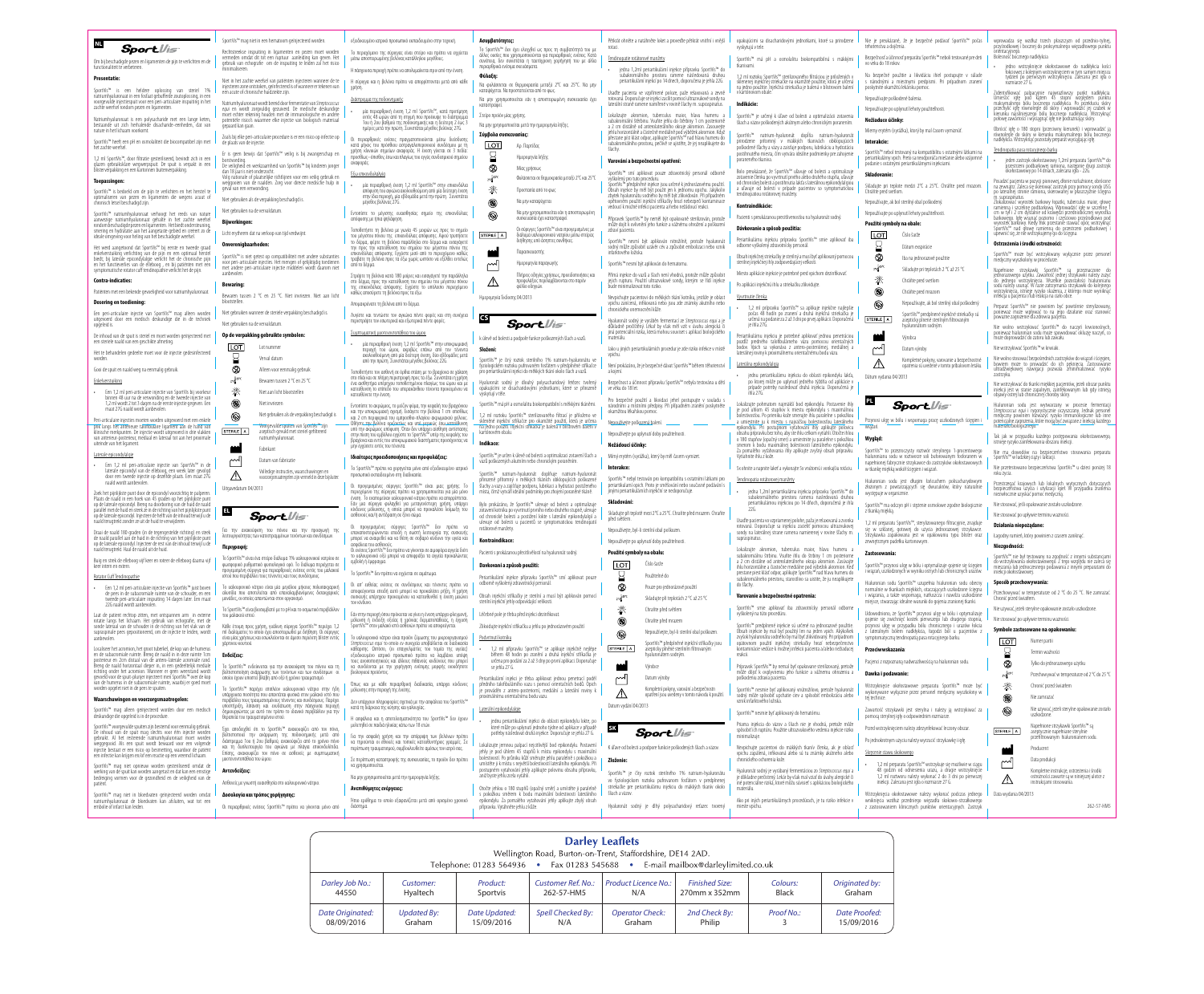# NL

## SportVis™

Om bij beschadigde pezen en ligamenten de pijn te verlichten en de functionaliteit te verbeteren.

**Presentatie:**

SportVis™ is een heldere oplossing van steriel 1% natriumhyaluronaat in een kosteloos gebufferde zoutoplossing, in een voorgevulde injectiespuit voor een peri-articulaire injectie.

**Toepassingen:**

**Contra-indicaties:**

**Dosering en toediening:**

Enkelverstuiking

Laterale epicondylalgie

Rotator Cuff tendinopathie

**Waarschuwingen en voorzorgsmaatregelen:**

**Bijwerkingen:**

**Onverenigbaarheden:**

**Bewaring:**

Bewaren tussen 2 °C en 25 °C. Niet invriezen. Niet aan licht blootstellen.

Niet gebruiken als de verpakking beschadigd is.

Niet gebruiken na de vervaldatum.

**Op de verpakking gebruikte symbolen:**

| | |
|---|---|
| LOT | Lot nummer |
| | Verval datum |
| | Alleen voor eenmalig gebruik |
| | Bewaren tussen 2 °C en 25 °C |
| | Niet aan licht blootstellen |
| | Niet invriezen |
| | Niet gebruiken als de verpakking beschadigd is |
| STERILE A | Voorgevulde spuiten van SportVis™ zijn aseptisch gevuld met steriel gefiltreerd natriumhyaluronaat |
| | Fabrikant |
| | Datum van fabricatie |
| | Volledige instructies, waarschuwingen en voorzorgsmaatregelen zijn vermeld in deze bijsluiter |

Uitgavedatum 04/2013

# EL

## SportVis™

**Περιγραφή:**

**Ενδείξεις:**

**Αντενδείξεις:**

**Δοσολογία και τρόπος χορήγησης:**

Διάστρεμμα της ποδοκνημικής

Έξω επικονδυλαλγία

Συμπτωματική μυοτενοντοπάθεια του ώμου

**Ιδιαίτερες προειδοποιήσεις και προφυλάξεις:**

**Ανεπιθύμητες ενέργειες:**

**Ασυμβατότητες:**

**Φύλαξη:**

**Σύμβολα συσκευασίας:**

| | |
|---|---|
| LOT | Αρ. Παρτίδας |
| | Ημερομηνία λήξης |
| | Μιας χρήσεως |
| | Φυλάσσεται σε θερμοκρασία μεταξύ 2°C και 25°C |
| | Προστατεύεται από το φως |
| | Μη καταψύχετε |
| | Μη χρησιμοποιείτε εάν η συσκευασία είναι κατεστραμμένη |
| STERILE A | |
| | Παρασκευαστής |
| | Ημερομηνία παραγωγής |
| | |

Ημερομηνία Έκδοσης 04/2013

# CS

## SportVis™

**Složení:**

**Indikace:**

**Kontraindikace:**

**Dávkování a způsob podání:**

Podvrtnutí kotníku

Laterální epikondylalgie

Tendinopatie rotátorové manžety

**Varování a bezpečnostní opatření:**

**Nežádoucí účinky:**

**Interakce:**

**Skladování:**

Skladujte při teplotě mezi 2 °C a 25 °C. Chraňte před mrazem. Chraňte před světlem.

**Použité symboly na obalu:**

| | |
|---|---|
| LOT | Číslo šarže |
| | Použitelné do |
| | Pouze pro jednorázové použití |
| | Skladujte při teplotách 2 °C až 25 °C |
| | Chraňte před světlem |
| | Chraňte před mrazem |
| | Nepoužívejte, byl-li sterilní obal poškozen |
| STERILE A | |
| | Výrobce |
| | Datum výroby |
| | |

Datum vydání 04/2013

# SK

## SportVis™

**Zloženie:**

**Indikácie:**

**Kontraindikácie:**

**Dávkovanie a spôsob podania:**

Vyvrtnutie členka

Laterálna epikondylalgia

Tendinopatia rotátorovej manžety

**Varovanie a bezpečnostné opatrenia:**

**Nežiaduce účinky:**

**Interakcie:**

**Skladovanie:**

**Použité symboly na obale:**

| | |
|---|---|
| LOT | Číslo šarže |
| | Dátum exspirácie |
| | Iba na jednorazové použitie |
| | Skladujte pri teplote 2 °C až 25 °C |
| | Chráňte pred svetlom |
| | Chráňte pred mrazom |
| | Nepoužívajte, ak je sterilný obal poškodený |
| STERILE A | |
| | Výrobca |
| | Dátum výroby |
| | |

Dátum vydania 04/2013

# PL

## SportVis™

**Wygląd:**

**Zastosowania:**

**Działania niepożądane:**

**Niezgodności:**

**Sposób przechowywania:**

**Przeciwwskazania:**

**Dawka i podawanie:**

Skręcenie stawu skokowego

Tendinopatia pasa rotacyjnego barku

**Ostrzeżenia i środki ostrożności:**

**Symbole zastosowane na opakowaniu:**

| | |
|---|---|
| LOT | Numer partii |
| | Termin ważności |
| | Tylko do jednorazowego użytku |
| | Przechowywać w temperaturze od 2 °C do 25 °C |
| | Chronić przed światłem |
| | Nie zamrażać |
| | Nie używać, jeżeli sterylne opakowanie zostało uszkodzone |
| STERILE A | |
| | Producent |
| | Data produkcji |
| | |

Data wydania 04/2013

262-57-HM5

**Darley Leaflets**

Wellington Road, Burton-on-Trent, Staffordshire, DE14 2AD.

Telephone: 01283 564936 • Fax 01283 545688 • E-mail mailbox@darleylimited.co.uk

| Darley Job No.: | Customer: | Product: | Customer Ref. No.: | Product Licence No.: | Finished Size: | Colours: | Originated by: |
|---|---|---|---|---|---|---|---|
| 44550 | Hyaltech | Sportvis | 262-57-HM5 | N/A | 270mm x 352mm | Black | Graham |
| **Date Originated:** | **Updated By:** | **Date Updated:** | **Spell Checked By:** | **Operator Check:** | **2nd Check By:** | **Proof No.:** | **Date Proofed:** |
| 08/09/2016 | Graham | 15/09/2016 | N/A | Graham | Philip | 3 | 15/09/2016 |